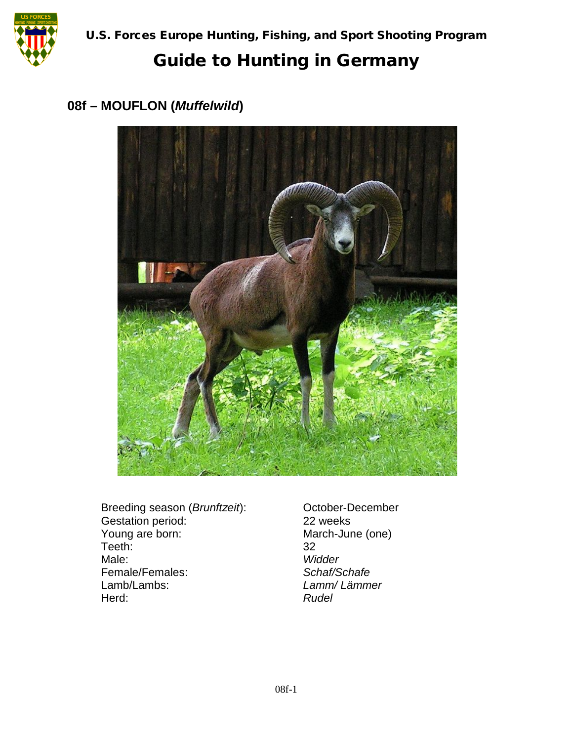## 08f – MOUFLON (*Muffelwild*)

| | |
|---|---|
| Breeding season (*Brunftzeit*): | October-December |
| Gestation period: | 22 weeks |
| Young are born: | March-June (one) |
| Teeth: | 32 |
| Male: | *Widder* |
| Female/Females: | *Schaf/Schafe* |
| Lamb/Lambs: | *Lamm/ Lämmer* |
| Herd: | *Rudel* |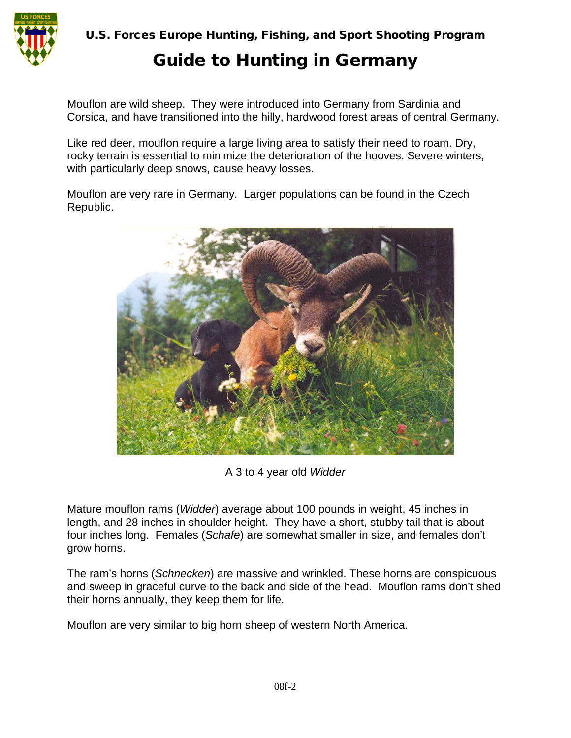Mouflon are wild sheep. They were introduced into Germany from Sardinia and Corsica, and have transitioned into the hilly, hardwood forest areas of central Germany.

Like red deer, mouflon require a large living area to satisfy their need to roam. Dry, rocky terrain is essential to minimize the deterioration of the hooves. Severe winters, with particularly deep snows, cause heavy losses.

Mouflon are very rare in Germany. Larger populations can be found in the Czech Republic.

A 3 to 4 year old *Widder*

Mature mouflon rams (*Widder*) average about 100 pounds in weight, 45 inches in length, and 28 inches in shoulder height. They have a short, stubby tail that is about four inches long. Females (*Schafe*) are somewhat smaller in size, and females don't grow horns.

The ram's horns (*Schnecken*) are massive and wrinkled. These horns are conspicuous and sweep in graceful curve to the back and side of the head. Mouflon rams don't shed their horns annually, they keep them for life.

Mouflon are very similar to big horn sheep of western North America.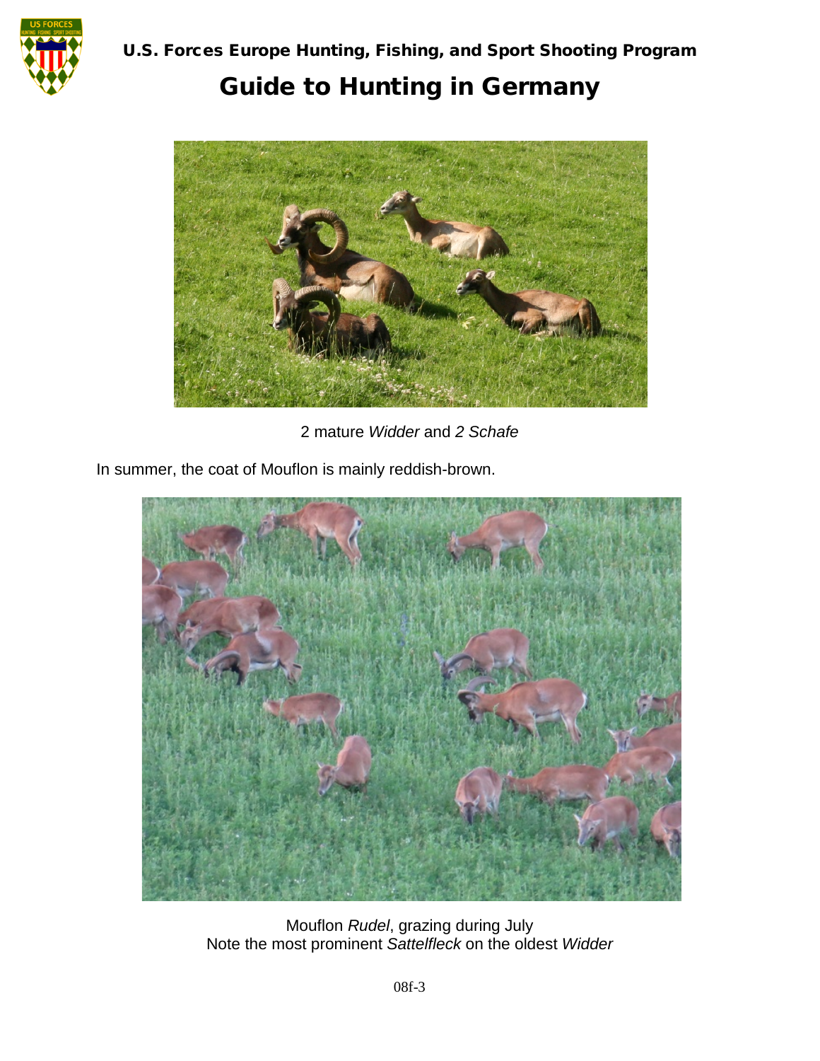2 mature *Widder* and *2 Schafe*

In summer, the coat of Mouflon is mainly reddish-brown.

Mouflon *Rudel*, grazing during July
Note the most prominent *Sattelfleck* on the oldest *Widder*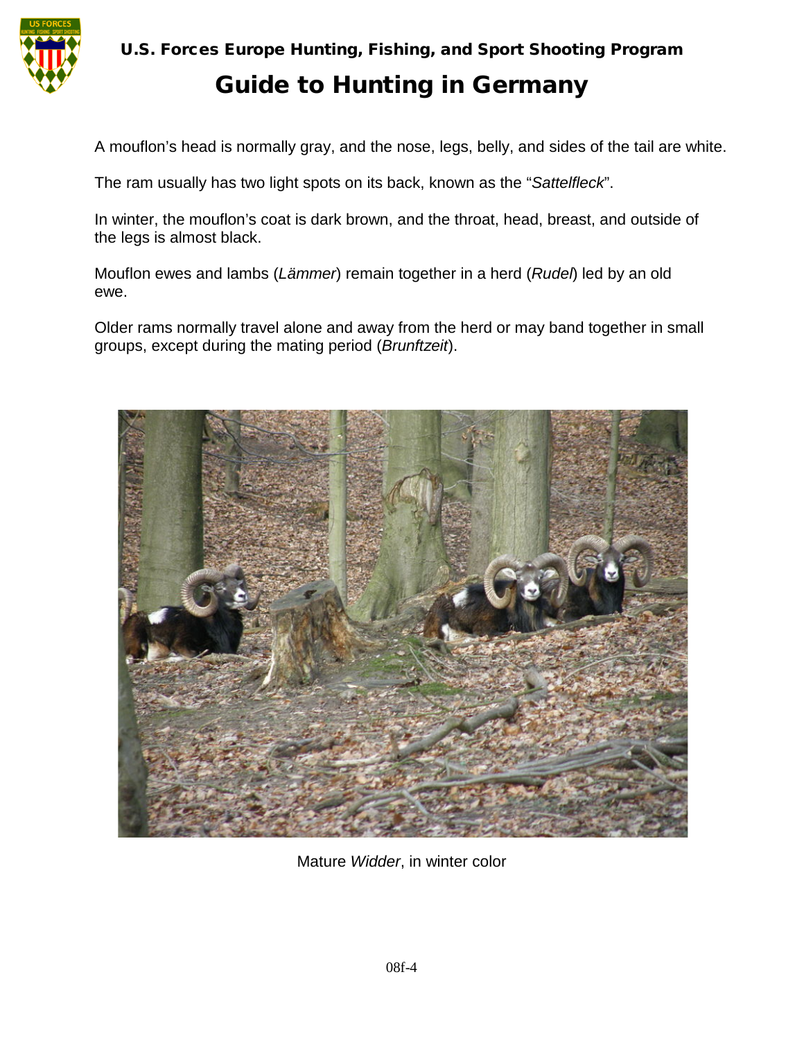A mouflon's head is normally gray, and the nose, legs, belly, and sides of the tail are white.

The ram usually has two light spots on its back, known as the "*Sattelfleck*".

In winter, the mouflon's coat is dark brown, and the throat, head, breast, and outside of the legs is almost black.

Mouflon ewes and lambs (*Lämmer*) remain together in a herd (*Rudel*) led by an old ewe.

Older rams normally travel alone and away from the herd or may band together in small groups, except during the mating period (*Brunftzeit*).

Mature *Widder*, in winter color